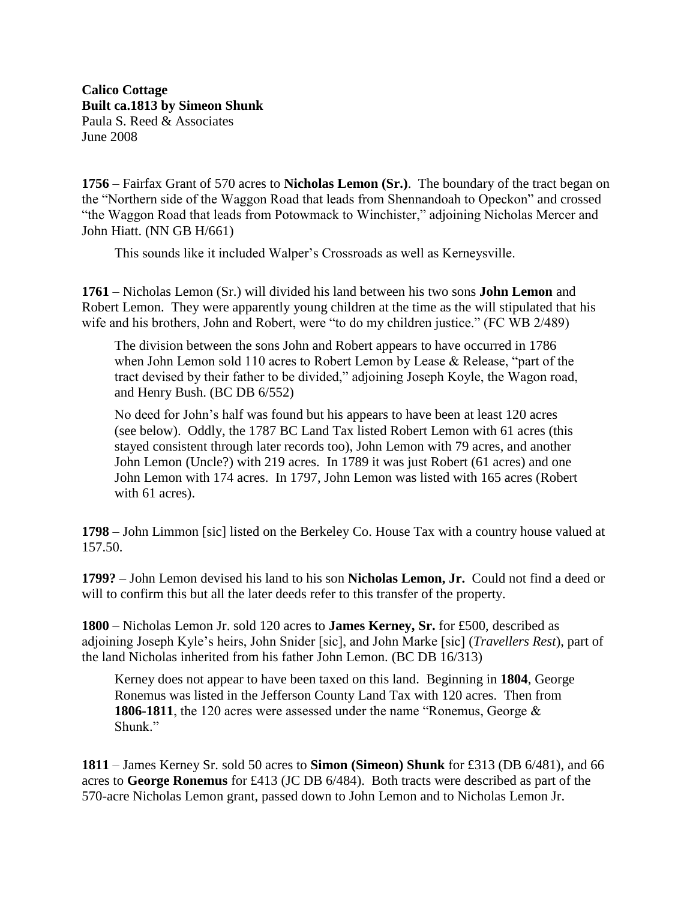**Calico Cottage**
**Built ca.1813 by Simeon Shunk**
Paula S. Reed & Associates
June 2008

**1756** – Fairfax Grant of 570 acres to **Nicholas Lemon (Sr.)**. The boundary of the tract began on the "Northern side of the Waggon Road that leads from Shennandoah to Opeckon" and crossed "the Waggon Road that leads from Potowmack to Winchister," adjoining Nicholas Mercer and John Hiatt. (NN GB H/661)

> This sounds like it included Walper's Crossroads as well as Kerneysville.

**1761** – Nicholas Lemon (Sr.) will divided his land between his two sons **John Lemon** and Robert Lemon. They were apparently young children at the time as the will stipulated that his wife and his brothers, John and Robert, were "to do my children justice." (FC WB 2/489)

> The division between the sons John and Robert appears to have occurred in 1786 when John Lemon sold 110 acres to Robert Lemon by Lease & Release, "part of the tract devised by their father to be divided," adjoining Joseph Koyle, the Wagon road, and Henry Bush. (BC DB 6/552)
>
> No deed for John's half was found but his appears to have been at least 120 acres (see below). Oddly, the 1787 BC Land Tax listed Robert Lemon with 61 acres (this stayed consistent through later records too), John Lemon with 79 acres, and another John Lemon (Uncle?) with 219 acres. In 1789 it was just Robert (61 acres) and one John Lemon with 174 acres. In 1797, John Lemon was listed with 165 acres (Robert with 61 acres).

**1798** – John Limmon [sic] listed on the Berkeley Co. House Tax with a country house valued at 157.50.

**1799?** – John Lemon devised his land to his son **Nicholas Lemon, Jr.** Could not find a deed or will to confirm this but all the later deeds refer to this transfer of the property.

**1800** – Nicholas Lemon Jr. sold 120 acres to **James Kerney, Sr.** for £500, described as adjoining Joseph Kyle's heirs, John Snider [sic], and John Marke [sic] (*Travellers Rest*), part of the land Nicholas inherited from his father John Lemon. (BC DB 16/313)

> Kerney does not appear to have been taxed on this land. Beginning in **1804**, George Ronemus was listed in the Jefferson County Land Tax with 120 acres. Then from **1806-1811**, the 120 acres were assessed under the name "Ronemus, George & Shunk."

**1811** – James Kerney Sr. sold 50 acres to **Simon (Simeon) Shunk** for £313 (DB 6/481), and 66 acres to **George Ronemus** for £413 (JC DB 6/484). Both tracts were described as part of the 570-acre Nicholas Lemon grant, passed down to John Lemon and to Nicholas Lemon Jr.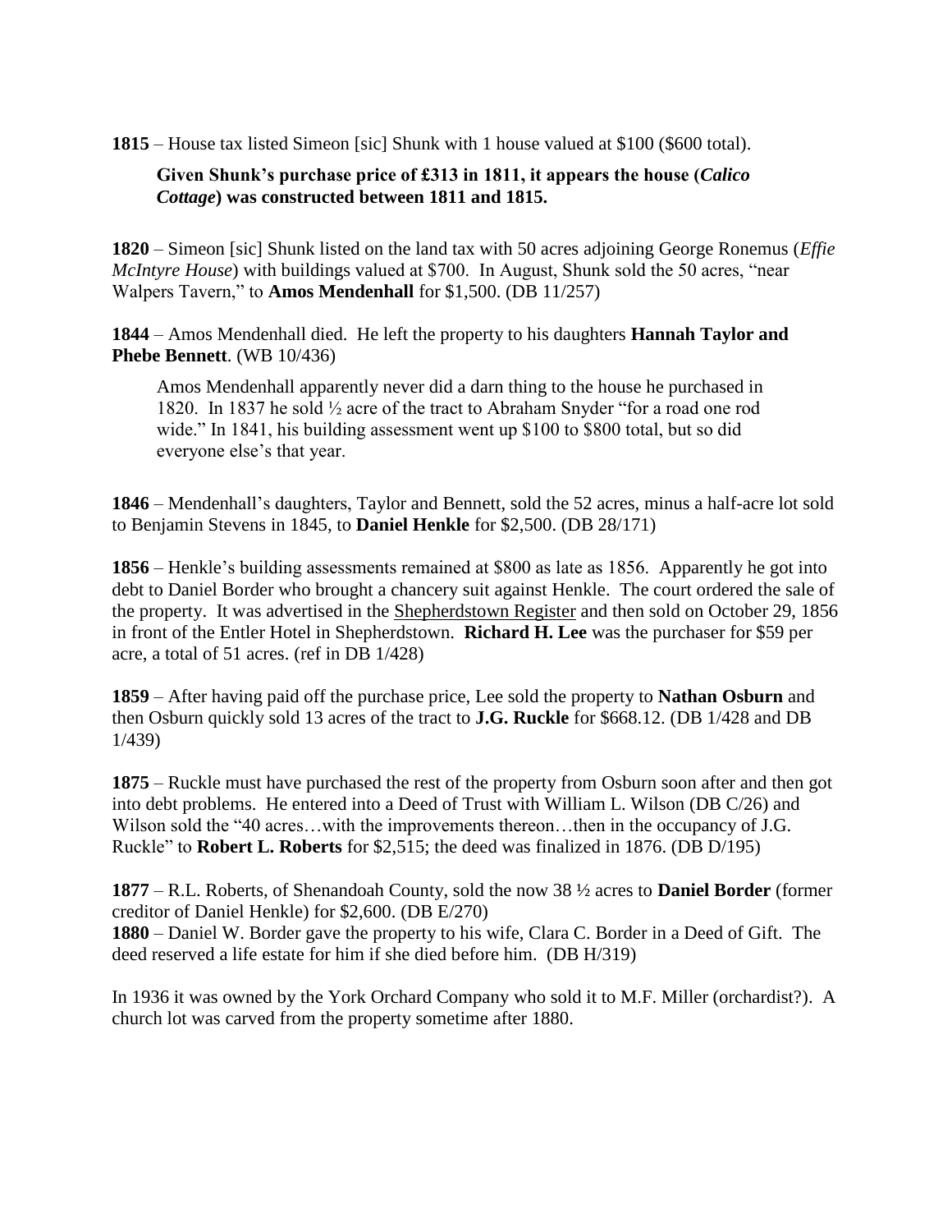**1815** – House tax listed Simeon [sic] Shunk with 1 house valued at $100 ($600 total).

> **Given Shunk's purchase price of ₤313 in 1811, it appears the house (*Calico Cottage*) was constructed between 1811 and 1815.**

**1820** – Simeon [sic] Shunk listed on the land tax with 50 acres adjoining George Ronemus (*Effie McIntyre House*) with buildings valued at $700. In August, Shunk sold the 50 acres, "near Walpers Tavern," to **Amos Mendenhall** for $1,500. (DB 11/257)

**1844** – Amos Mendenhall died. He left the property to his daughters **Hannah Taylor and Phebe Bennett**. (WB 10/436)

> Amos Mendenhall apparently never did a darn thing to the house he purchased in 1820. In 1837 he sold ½ acre of the tract to Abraham Snyder "for a road one rod wide." In 1841, his building assessment went up $100 to $800 total, but so did everyone else's that year.

**1846** – Mendenhall's daughters, Taylor and Bennett, sold the 52 acres, minus a half-acre lot sold to Benjamin Stevens in 1845, to **Daniel Henkle** for $2,500. (DB 28/171)

**1856** – Henkle's building assessments remained at $800 as late as 1856. Apparently he got into debt to Daniel Border who brought a chancery suit against Henkle. The court ordered the sale of the property. It was advertised in the Shepherdstown Register and then sold on October 29, 1856 in front of the Entler Hotel in Shepherdstown. **Richard H. Lee** was the purchaser for $59 per acre, a total of 51 acres. (ref in DB 1/428)

**1859** – After having paid off the purchase price, Lee sold the property to **Nathan Osburn** and then Osburn quickly sold 13 acres of the tract to **J.G. Ruckle** for $668.12. (DB 1/428 and DB 1/439)

**1875** – Ruckle must have purchased the rest of the property from Osburn soon after and then got into debt problems. He entered into a Deed of Trust with William L. Wilson (DB C/26) and Wilson sold the "40 acres…with the improvements thereon…then in the occupancy of J.G. Ruckle" to **Robert L. Roberts** for $2,515; the deed was finalized in 1876. (DB D/195)

**1877** – R.L. Roberts, of Shenandoah County, sold the now 38 ½ acres to **Daniel Border** (former creditor of Daniel Henkle) for $2,600. (DB E/270)

**1880** – Daniel W. Border gave the property to his wife, Clara C. Border in a Deed of Gift. The deed reserved a life estate for him if she died before him. (DB H/319)

In 1936 it was owned by the York Orchard Company who sold it to M.F. Miller (orchardist?). A church lot was carved from the property sometime after 1880.